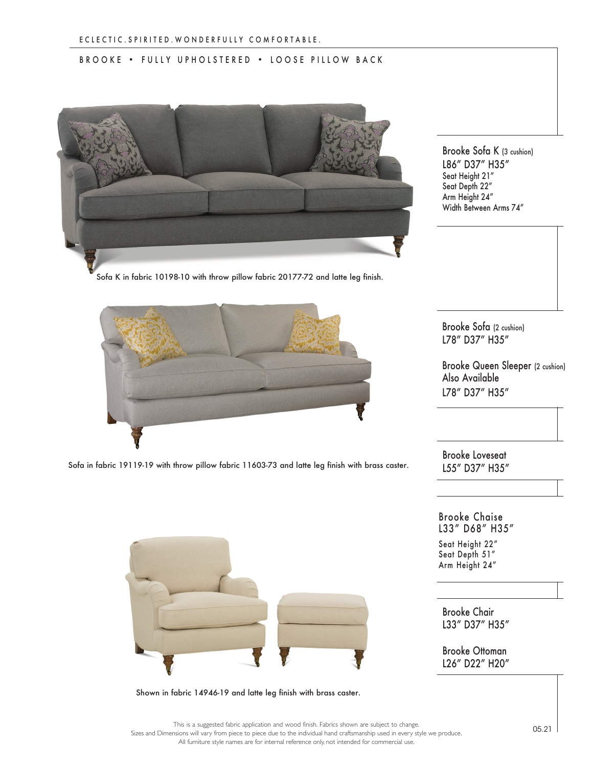ECLECTIC.SPIRITED.WONDERFULLY COMFORTABLE.

# BROOKE • FULLY UPHOLSTERED • LOOSE PILLOW BACK

Sofa K in fabric 10198-10 with throw pillow fabric 20177-72 and latte leg finish.

**Brooke Sofa K** (3 cushion)
L86″ D37″ H35″
Seat Height 21″
Seat Depth 22″
Arm Height 24″
Width Between Arms 74″

Sofa in fabric 19119-19 with throw pillow fabric 11603-73 and latte leg finish with brass caster.

**Brooke Sofa** (2 cushion)
L78″ D37″ H35″

**Brooke Queen Sleeper** (2 cushion)
**Also Available**
L78″ D37″ H35″

**Brooke Loveseat**
L55″ D37″ H35″

**Brooke Chaise**
L33″ D68″ H35″
Seat Height 22″
Seat Depth 51″
Arm Height 24″

**Brooke Chair**
L33″ D37″ H35″

**Brooke Ottoman**
L26″ D22″ H20″

Shown in fabric 14946-19 and latte leg finish with brass caster.

This is a suggested fabric application and wood finish. Fabrics shown are subject to change.
Sizes and Dimensions will vary from piece to piece due to the individual hand craftsmanship used in every style we produce.
All furniture style names are for internal reference only, not intended for commercial use.

05.21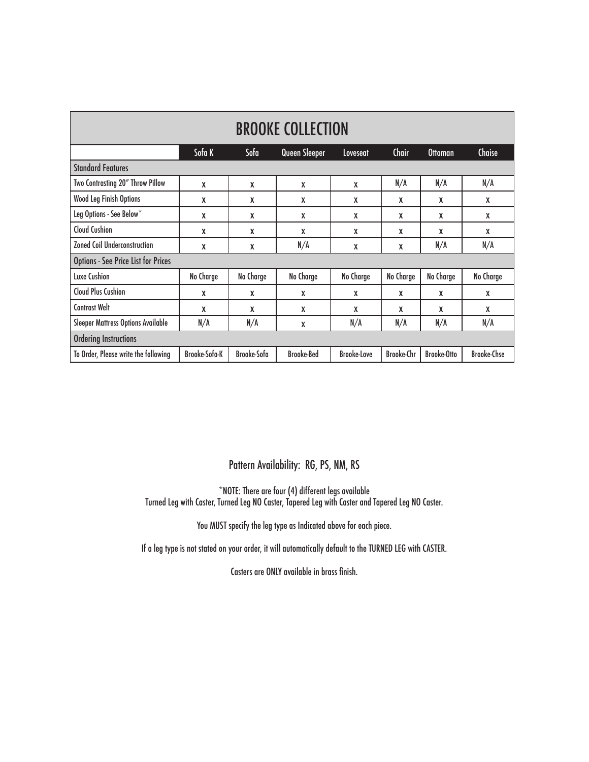# BROOKE COLLECTION

| | Sofa K | Sofa | Queen Sleeper | Loveseat | Chair | Ottoman | Chaise |
|---|---|---|---|---|---|---|---|
| **Standard Features** | | | | | | | |
| Two Contrasting 20" Throw Pillow | X | X | X | X | N/A | N/A | N/A |
| Wood Leg Finish Options | X | X | X | X | X | X | X |
| Leg Options - See Below* | X | X | X | X | X | X | X |
| Cloud Cushion | X | X | X | X | X | X | X |
| Zoned Coil Underconstruction | X | X | N/A | X | X | N/A | N/A |
| **Options - See Price List for Prices** | | | | | | | |
| Luxe Cushion | No Charge | No Charge | No Charge | No Charge | No Charge | No Charge | No Charge |
| Cloud Plus Cushion | X | X | X | X | X | X | X |
| Contrast Welt | X | X | X | X | X | X | X |
| Sleeper Mattress Options Available | N/A | N/A | X | N/A | N/A | N/A | N/A |
| **Ordering Instructions** | | | | | | | |
| To Order, Please write the following | Brooke-Sofa-K | Brooke-Sofa | Brooke-Bed | Brooke-Love | Brooke-Chr | Brooke-Otto | Brooke-Chse |

Pattern Availability: RG, PS, NM, RS

*NOTE: There are four (4) different legs available
Turned Leg with Caster, Turned Leg NO Caster, Tapered Leg with Caster and Tapered Leg NO Caster.

You MUST specify the leg type as Indicated above for each piece.

If a leg type is not stated on your order, it will automatically default to the TURNED LEG with CASTER.

Casters are ONLY available in brass finish.